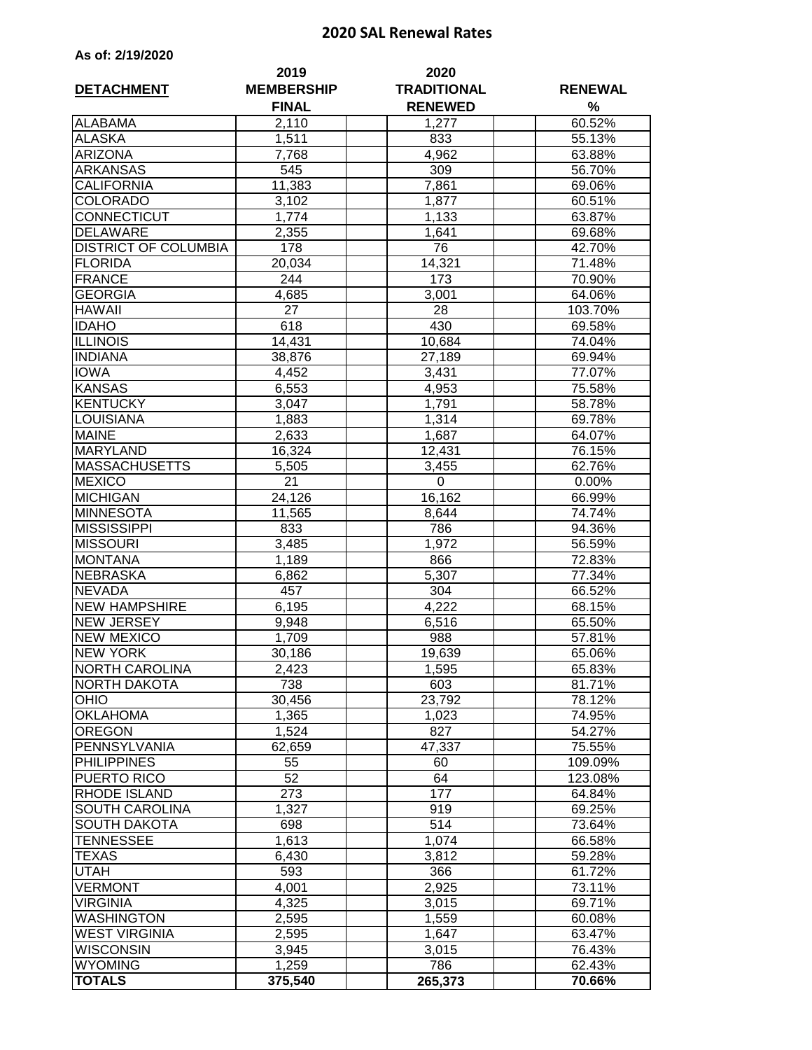# 2020 SAL Renewal Rates

**As of: 2/19/2020**

| DETACHMENT | 2019 MEMBERSHIP FINAL | 2020 TRADITIONAL RENEWED | RENEWAL % |
|---|---|---|---|
| ALABAMA | 2,110 | 1,277 | 60.52% |
| ALASKA | 1,511 | 833 | 55.13% |
| ARIZONA | 7,768 | 4,962 | 63.88% |
| ARKANSAS | 545 | 309 | 56.70% |
| CALIFORNIA | 11,383 | 7,861 | 69.06% |
| COLORADO | 3,102 | 1,877 | 60.51% |
| CONNECTICUT | 1,774 | 1,133 | 63.87% |
| DELAWARE | 2,355 | 1,641 | 69.68% |
| DISTRICT OF COLUMBIA | 178 | 76 | 42.70% |
| FLORIDA | 20,034 | 14,321 | 71.48% |
| FRANCE | 244 | 173 | 70.90% |
| GEORGIA | 4,685 | 3,001 | 64.06% |
| HAWAII | 27 | 28 | 103.70% |
| IDAHO | 618 | 430 | 69.58% |
| ILLINOIS | 14,431 | 10,684 | 74.04% |
| INDIANA | 38,876 | 27,189 | 69.94% |
| IOWA | 4,452 | 3,431 | 77.07% |
| KANSAS | 6,553 | 4,953 | 75.58% |
| KENTUCKY | 3,047 | 1,791 | 58.78% |
| LOUISIANA | 1,883 | 1,314 | 69.78% |
| MAINE | 2,633 | 1,687 | 64.07% |
| MARYLAND | 16,324 | 12,431 | 76.15% |
| MASSACHUSETTS | 5,505 | 3,455 | 62.76% |
| MEXICO | 21 | 0 | 0.00% |
| MICHIGAN | 24,126 | 16,162 | 66.99% |
| MINNESOTA | 11,565 | 8,644 | 74.74% |
| MISSISSIPPI | 833 | 786 | 94.36% |
| MISSOURI | 3,485 | 1,972 | 56.59% |
| MONTANA | 1,189 | 866 | 72.83% |
| NEBRASKA | 6,862 | 5,307 | 77.34% |
| NEVADA | 457 | 304 | 66.52% |
| NEW HAMPSHIRE | 6,195 | 4,222 | 68.15% |
| NEW JERSEY | 9,948 | 6,516 | 65.50% |
| NEW MEXICO | 1,709 | 988 | 57.81% |
| NEW YORK | 30,186 | 19,639 | 65.06% |
| NORTH CAROLINA | 2,423 | 1,595 | 65.83% |
| NORTH DAKOTA | 738 | 603 | 81.71% |
| OHIO | 30,456 | 23,792 | 78.12% |
| OKLAHOMA | 1,365 | 1,023 | 74.95% |
| OREGON | 1,524 | 827 | 54.27% |
| PENNSYLVANIA | 62,659 | 47,337 | 75.55% |
| PHILIPPINES | 55 | 60 | 109.09% |
| PUERTO RICO | 52 | 64 | 123.08% |
| RHODE ISLAND | 273 | 177 | 64.84% |
| SOUTH CAROLINA | 1,327 | 919 | 69.25% |
| SOUTH DAKOTA | 698 | 514 | 73.64% |
| TENNESSEE | 1,613 | 1,074 | 66.58% |
| TEXAS | 6,430 | 3,812 | 59.28% |
| UTAH | 593 | 366 | 61.72% |
| VERMONT | 4,001 | 2,925 | 73.11% |
| VIRGINIA | 4,325 | 3,015 | 69.71% |
| WASHINGTON | 2,595 | 1,559 | 60.08% |
| WEST VIRGINIA | 2,595 | 1,647 | 63.47% |
| WISCONSIN | 3,945 | 3,015 | 76.43% |
| WYOMING | 1,259 | 786 | 62.43% |
| **TOTALS** | **375,540** | **265,373** | **70.66%** |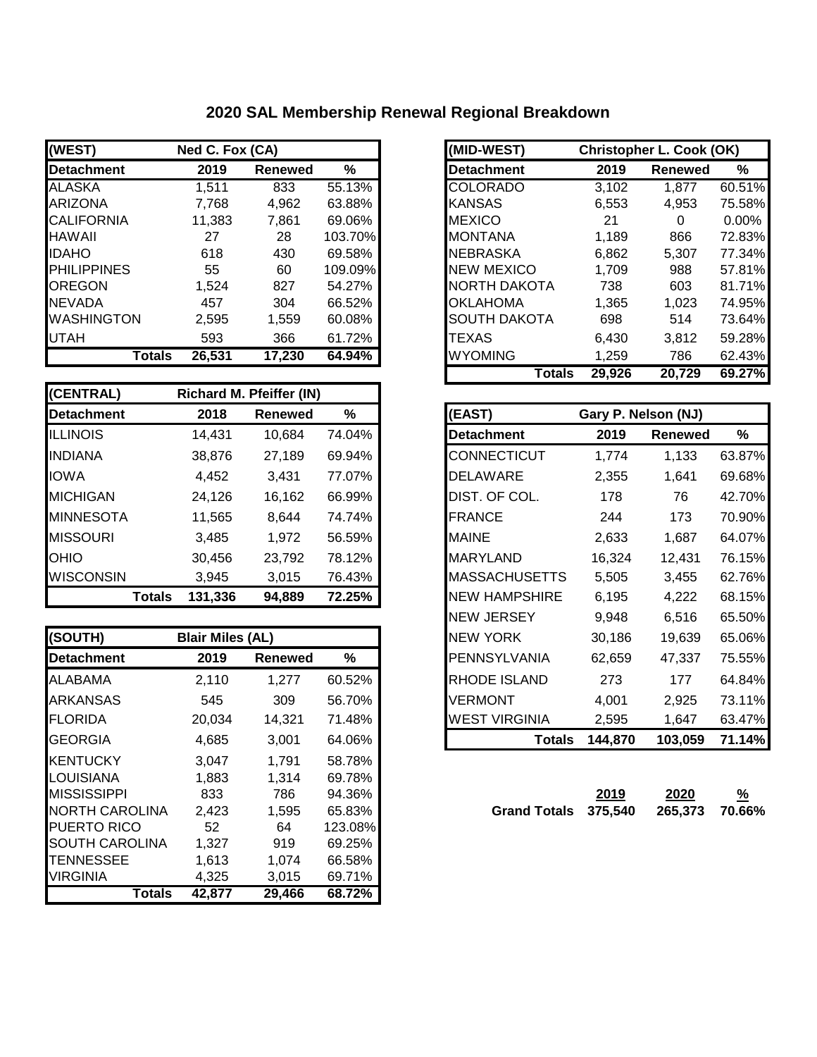# 2020 SAL Membership Renewal Regional Breakdown

| (WEST) | Ned C. Fox (CA) | | |
|---|---|---|---|
| **Detachment** | **2019** | **Renewed** | **%** |
| ALASKA | 1,511 | 833 | 55.13% |
| ARIZONA | 7,768 | 4,962 | 63.88% |
| CALIFORNIA | 11,383 | 7,861 | 69.06% |
| HAWAII | 27 | 28 | 103.70% |
| IDAHO | 618 | 430 | 69.58% |
| PHILIPPINES | 55 | 60 | 109.09% |
| OREGON | 1,524 | 827 | 54.27% |
| NEVADA | 457 | 304 | 66.52% |
| WASHINGTON | 2,595 | 1,559 | 60.08% |
| UTAH | 593 | 366 | 61.72% |
| **Totals** | **26,531** | **17,230** | **64.94%** |

| (MID-WEST) | Christopher L. Cook (OK) | | |
|---|---|---|---|
| **Detachment** | **2019** | **Renewed** | **%** |
| COLORADO | 3,102 | 1,877 | 60.51% |
| KANSAS | 6,553 | 4,953 | 75.58% |
| MEXICO | 21 | 0 | 0.00% |
| MONTANA | 1,189 | 866 | 72.83% |
| NEBRASKA | 6,862 | 5,307 | 77.34% |
| NEW MEXICO | 1,709 | 988 | 57.81% |
| NORTH DAKOTA | 738 | 603 | 81.71% |
| OKLAHOMA | 1,365 | 1,023 | 74.95% |
| SOUTH DAKOTA | 698 | 514 | 73.64% |
| TEXAS | 6,430 | 3,812 | 59.28% |
| WYOMING | 1,259 | 786 | 62.43% |
| **Totals** | **29,926** | **20,729** | **69.27%** |

| (CENTRAL) | Richard M. Pfeiffer (IN) | | |
|---|---|---|---|
| **Detachment** | **2018** | **Renewed** | **%** |
| ILLINOIS | 14,431 | 10,684 | 74.04% |
| INDIANA | 38,876 | 27,189 | 69.94% |
| IOWA | 4,452 | 3,431 | 77.07% |
| MICHIGAN | 24,126 | 16,162 | 66.99% |
| MINNESOTA | 11,565 | 8,644 | 74.74% |
| MISSOURI | 3,485 | 1,972 | 56.59% |
| OHIO | 30,456 | 23,792 | 78.12% |
| WISCONSIN | 3,945 | 3,015 | 76.43% |
| **Totals** | **131,336** | **94,889** | **72.25%** |

| (EAST) | Gary P. Nelson (NJ) | | |
|---|---|---|---|
| **Detachment** | **2019** | **Renewed** | **%** |
| CONNECTICUT | 1,774 | 1,133 | 63.87% |
| DELAWARE | 2,355 | 1,641 | 69.68% |
| DIST. OF COL. | 178 | 76 | 42.70% |
| FRANCE | 244 | 173 | 70.90% |
| MAINE | 2,633 | 1,687 | 64.07% |
| MARYLAND | 16,324 | 12,431 | 76.15% |
| MASSACHUSETTS | 5,505 | 3,455 | 62.76% |
| NEW HAMPSHIRE | 6,195 | 4,222 | 68.15% |
| NEW JERSEY | 9,948 | 6,516 | 65.50% |
| NEW YORK | 30,186 | 19,639 | 65.06% |
| PENNSYLVANIA | 62,659 | 47,337 | 75.55% |
| RHODE ISLAND | 273 | 177 | 64.84% |
| VERMONT | 4,001 | 2,925 | 73.11% |
| WEST VIRGINIA | 2,595 | 1,647 | 63.47% |
| **Totals** | **144,870** | **103,059** | **71.14%** |

| (SOUTH) | Blair Miles (AL) | | |
|---|---|---|---|
| **Detachment** | **2019** | **Renewed** | **%** |
| ALABAMA | 2,110 | 1,277 | 60.52% |
| ARKANSAS | 545 | 309 | 56.70% |
| FLORIDA | 20,034 | 14,321 | 71.48% |
| GEORGIA | 4,685 | 3,001 | 64.06% |
| KENTUCKY | 3,047 | 1,791 | 58.78% |
| LOUISIANA | 1,883 | 1,314 | 69.78% |
| MISSISSIPPI | 833 | 786 | 94.36% |
| NORTH CAROLINA | 2,423 | 1,595 | 65.83% |
| PUERTO RICO | 52 | 64 | 123.08% |
| SOUTH CAROLINA | 1,327 | 919 | 69.25% |
| TENNESSEE | 1,613 | 1,074 | 66.58% |
| VIRGINIA | 4,325 | 3,015 | 69.71% |
| **Totals** | **42,877** | **29,466** | **68.72%** |

| | 2019 | 2020 | % |
|---|---|---|---|
| **Grand Totals** | **375,540** | **265,373** | **70.66%** |